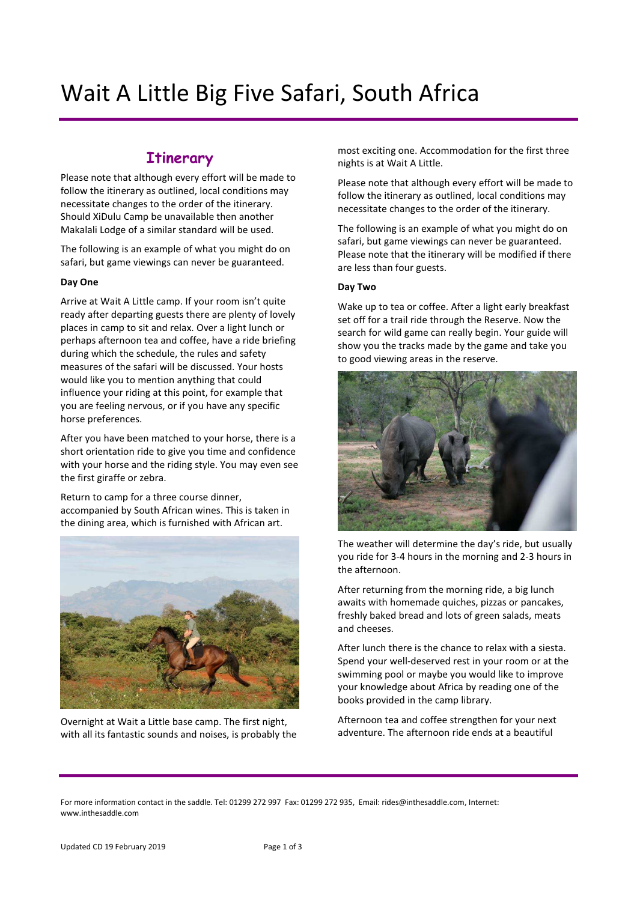# Wait A Little Big Five Safari, South Africa

## Itinerary

Please note that although every effort will be made to follow the itinerary as outlined, local conditions may necessitate changes to the order of the itinerary. Should XiDulu Camp be unavailable then another Makalali Lodge of a similar standard will be used.

The following is an example of what you might do on safari, but game viewings can never be guaranteed.

**Day One**

Arrive at Wait A Little camp. If your room isn't quite ready after departing guests there are plenty of lovely places in camp to sit and relax. Over a light lunch or perhaps afternoon tea and coffee, have a ride briefing during which the schedule, the rules and safety measures of the safari will be discussed. Your hosts would like you to mention anything that could influence your riding at this point, for example that you are feeling nervous, or if you have any specific horse preferences.

After you have been matched to your horse, there is a short orientation ride to give you time and confidence with your horse and the riding style. You may even see the first giraffe or zebra.

Return to camp for a three course dinner, accompanied by South African wines. This is taken in the dining area, which is furnished with African art.

Overnight at Wait a Little base camp. The first night, with all its fantastic sounds and noises, is probably the most exciting one. Accommodation for the first three nights is at Wait A Little.

Please note that although every effort will be made to follow the itinerary as outlined, local conditions may necessitate changes to the order of the itinerary.

The following is an example of what you might do on safari, but game viewings can never be guaranteed. Please note that the itinerary will be modified if there are less than four guests.

**Day Two**

Wake up to tea or coffee. After a light early breakfast set off for a trail ride through the Reserve. Now the search for wild game can really begin. Your guide will show you the tracks made by the game and take you to good viewing areas in the reserve.

The weather will determine the day's ride, but usually you ride for 3-4 hours in the morning and 2-3 hours in the afternoon.

After returning from the morning ride, a big lunch awaits with homemade quiches, pizzas or pancakes, freshly baked bread and lots of green salads, meats and cheeses.

After lunch there is the chance to relax with a siesta. Spend your well-deserved rest in your room or at the swimming pool or maybe you would like to improve your knowledge about Africa by reading one of the books provided in the camp library.

Afternoon tea and coffee strengthen for your next adventure. The afternoon ride ends at a beautiful

For more information contact in the saddle. Tel: 01299 272 997 Fax: 01299 272 935, Email: rides@inthesaddle.com, Internet: www.inthesaddle.com

Updated CD 19 February 2019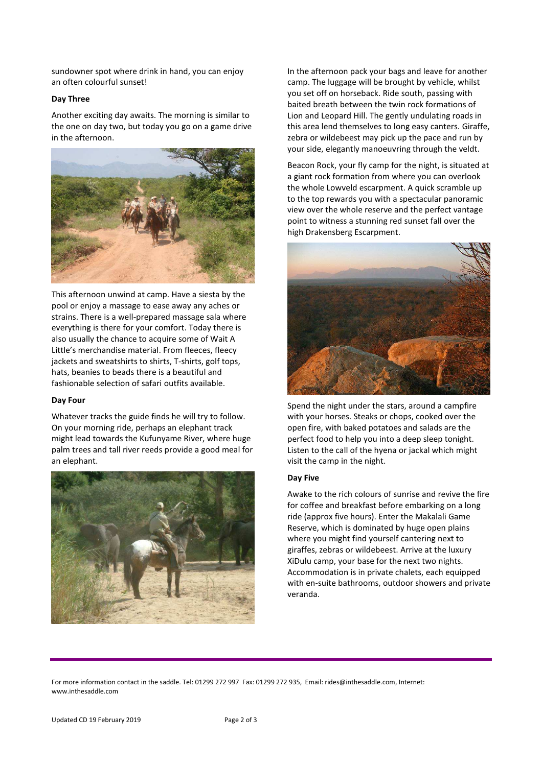sundowner spot where drink in hand, you can enjoy an often colourful sunset!

**Day Three**

Another exciting day awaits. The morning is similar to the one on day two, but today you go on a game drive in the afternoon.

This afternoon unwind at camp. Have a siesta by the pool or enjoy a massage to ease away any aches or strains. There is a well-prepared massage sala where everything is there for your comfort. Today there is also usually the chance to acquire some of Wait A Little's merchandise material. From fleeces, fleecy jackets and sweatshirts to shirts, T-shirts, golf tops, hats, beanies to beads there is a beautiful and fashionable selection of safari outfits available.

**Day Four**

Whatever tracks the guide finds he will try to follow. On your morning ride, perhaps an elephant track might lead towards the Kufunyame River, where huge palm trees and tall river reeds provide a good meal for an elephant.

In the afternoon pack your bags and leave for another camp. The luggage will be brought by vehicle, whilst you set off on horseback. Ride south, passing with baited breath between the twin rock formations of Lion and Leopard Hill. The gently undulating roads in this area lend themselves to long easy canters. Giraffe, zebra or wildebeest may pick up the pace and run by your side, elegantly manoeuvring through the veldt.

Beacon Rock, your fly camp for the night, is situated at a giant rock formation from where you can overlook the whole Lowveld escarpment. A quick scramble up to the top rewards you with a spectacular panoramic view over the whole reserve and the perfect vantage point to witness a stunning red sunset fall over the high Drakensberg Escarpment.

Spend the night under the stars, around a campfire with your horses. Steaks or chops, cooked over the open fire, with baked potatoes and salads are the perfect food to help you into a deep sleep tonight. Listen to the call of the hyena or jackal which might visit the camp in the night.

**Day Five**

Awake to the rich colours of sunrise and revive the fire for coffee and breakfast before embarking on a long ride (approx five hours). Enter the Makalali Game Reserve, which is dominated by huge open plains where you might find yourself cantering next to giraffes, zebras or wildebeest. Arrive at the luxury XiDulu camp, your base for the next two nights. Accommodation is in private chalets, each equipped with en-suite bathrooms, outdoor showers and private veranda.

For more information contact in the saddle. Tel: 01299 272 997 Fax: 01299 272 935, Email: rides@inthesaddle.com, Internet: www.inthesaddle.com

Updated CD 19 February 2019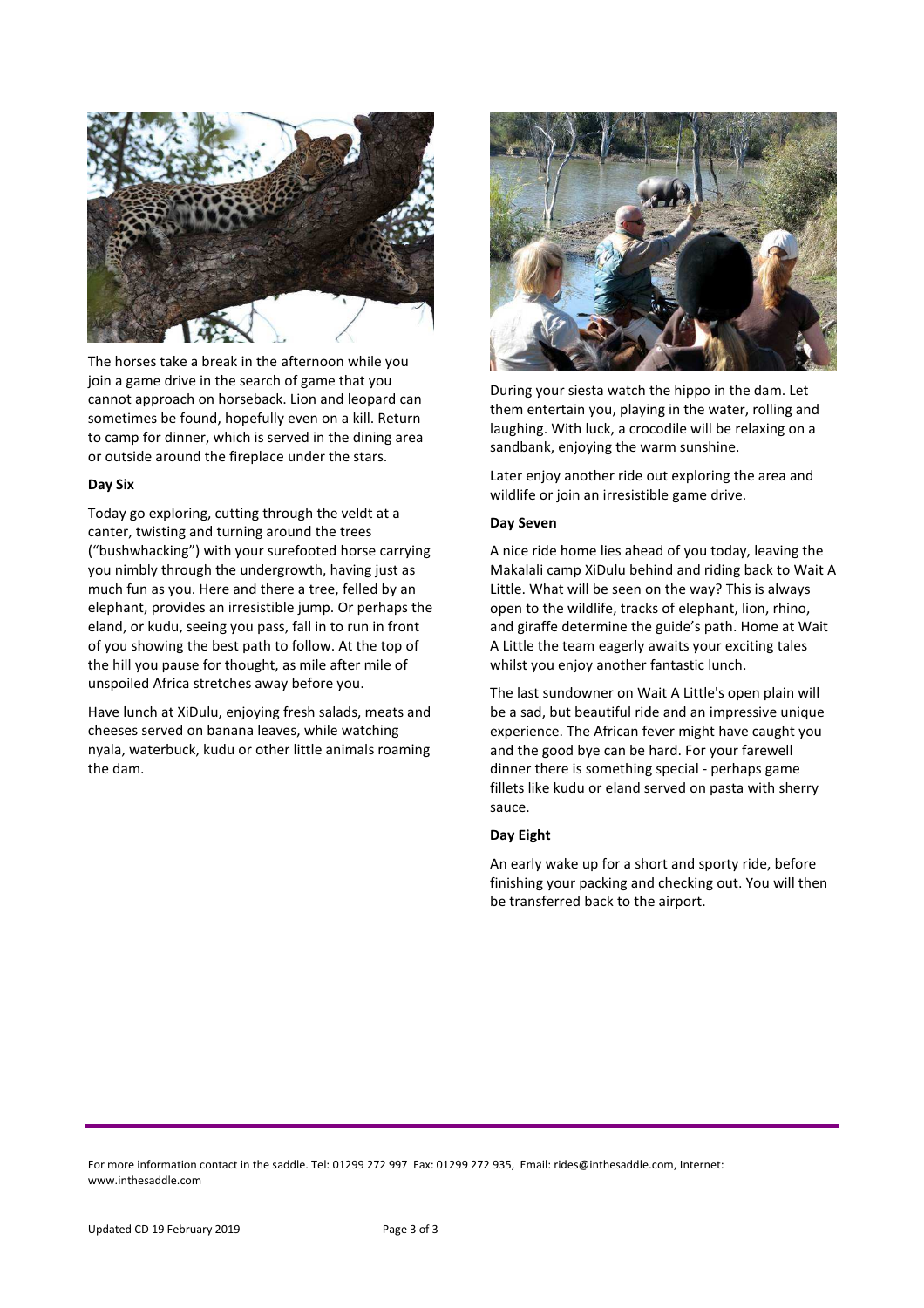The horses take a break in the afternoon while you join a game drive in the search of game that you cannot approach on horseback. Lion and leopard can sometimes be found, hopefully even on a kill. Return to camp for dinner, which is served in the dining area or outside around the fireplace under the stars.

**Day Six**

Today go exploring, cutting through the veldt at a canter, twisting and turning around the trees ("bushwhacking") with your surefooted horse carrying you nimbly through the undergrowth, having just as much fun as you. Here and there a tree, felled by an elephant, provides an irresistible jump. Or perhaps the eland, or kudu, seeing you pass, fall in to run in front of you showing the best path to follow. At the top of the hill you pause for thought, as mile after mile of unspoiled Africa stretches away before you.

Have lunch at XiDulu, enjoying fresh salads, meats and cheeses served on banana leaves, while watching nyala, waterbuck, kudu or other little animals roaming the dam.

During your siesta watch the hippo in the dam. Let them entertain you, playing in the water, rolling and laughing. With luck, a crocodile will be relaxing on a sandbank, enjoying the warm sunshine.

Later enjoy another ride out exploring the area and wildlife or join an irresistible game drive.

**Day Seven**

A nice ride home lies ahead of you today, leaving the Makalali camp XiDulu behind and riding back to Wait A Little. What will be seen on the way? This is always open to the wildlife, tracks of elephant, lion, rhino, and giraffe determine the guide's path. Home at Wait A Little the team eagerly awaits your exciting tales whilst you enjoy another fantastic lunch.

The last sundowner on Wait A Little's open plain will be a sad, but beautiful ride and an impressive unique experience. The African fever might have caught you and the good bye can be hard. For your farewell dinner there is something special - perhaps game fillets like kudu or eland served on pasta with sherry sauce.

**Day Eight**

An early wake up for a short and sporty ride, before finishing your packing and checking out. You will then be transferred back to the airport.

For more information contact in the saddle. Tel: 01299 272 997 Fax: 01299 272 935, Email: rides@inthesaddle.com, Internet: www.inthesaddle.com

Updated CD 19 February 2019